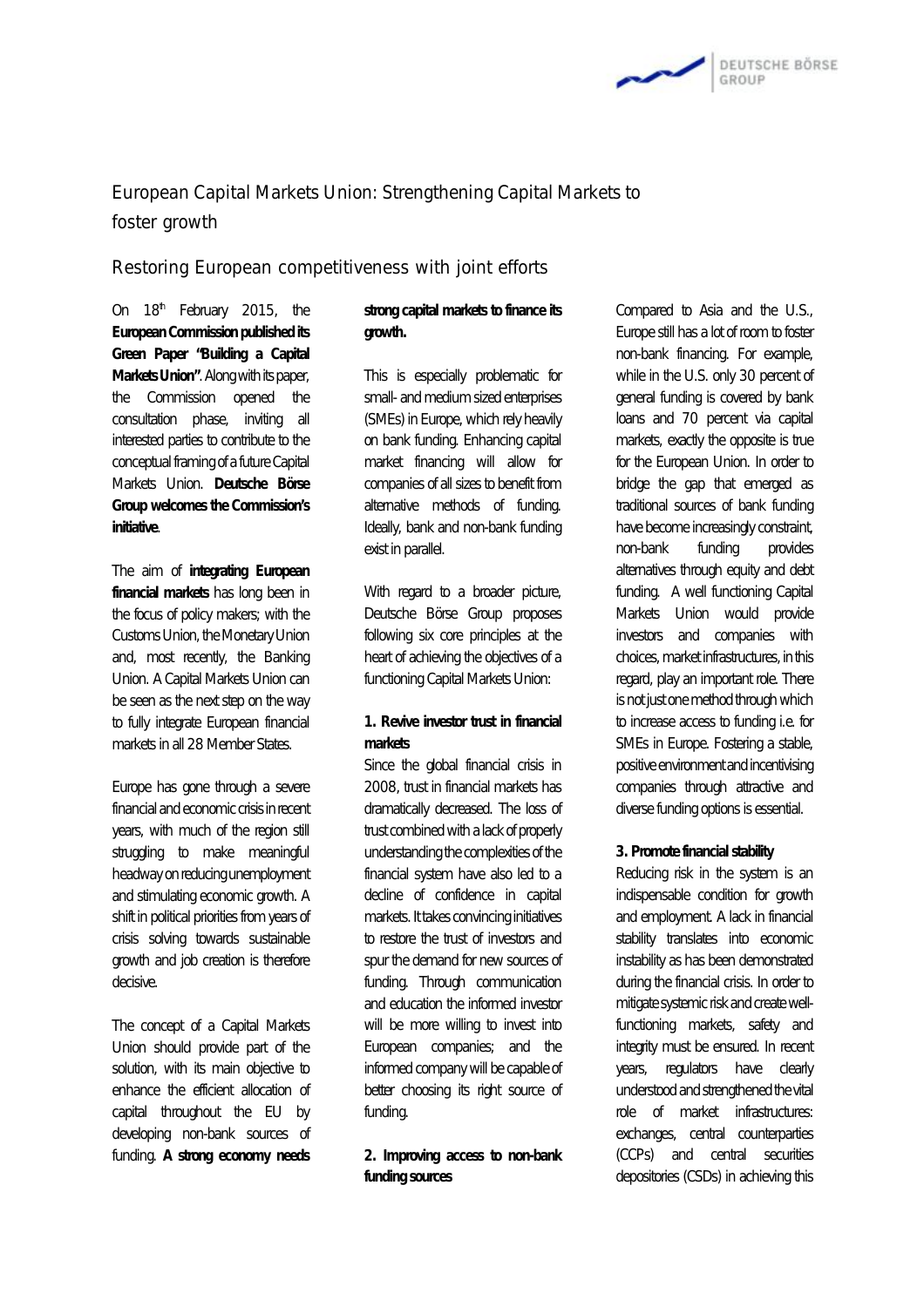# European Capital Markets Union: Strengthening Capital Markets to foster growth

## Restoring European competitiveness with joint efforts

On 18th February 2015, the **European Commission published its Green Paper "Building a Capital Markets Union"**. Along with its paper, the Commission opened the consultation phase, inviting all interested parties to contribute to the conceptual framing of a future Capital Markets Union. **Deutsche Börse Group welcomes the Commission's initiative**.

The aim of **integrating European financial markets** has long been in the focus of policy makers; with the Customs Union, the Monetary Union and, most recently, the Banking Union. A Capital Markets Union can be seen as the next step on the way to fully integrate European financial markets in all 28 Member States.

Europe has gone through a severe financial and economic crisis in recent years, with much of the region still struggling to make meaningful headway on reducing unemployment and stimulating economic growth. A shift in political priorities from years of crisis solving towards sustainable growth and job creation is therefore decisive.

The concept of a Capital Markets Union should provide part of the solution, with its main objective to enhance the efficient allocation of capital throughout the EU by developing non-bank sources of funding. **A strong economy needs strong capital markets to finance its growth.**

This is especially problematic for small- and medium sized enterprises (SMEs) in Europe, which rely heavily on bank funding. Enhancing capital market financing will allow for companies of all sizes to benefit from alternative methods of funding. Ideally, bank and non-bank funding exist in parallel.

With regard to a broader picture, Deutsche Börse Group proposes following six core principles at the heart of achieving the objectives of a functioning Capital Markets Union:

**1. Revive investor trust in financial markets**

Since the global financial crisis in 2008, trust in financial markets has dramatically decreased. The loss of trust combined with a lack of properly understanding the complexities of the financial system have also led to a decline of confidence in capital markets. It takes convincing initiatives to restore the trust of investors and spur the demand for new sources of funding. Through communication and education the informed investor will be more willing to invest into European companies; and the informed company will be capable of better choosing its right source of funding.

**2. Improving access to non-bank funding sources**

Compared to Asia and the U.S., Europe still has a lot of room to foster non-bank financing. For example, while in the U.S. only 30 percent of general funding is covered by bank loans and 70 percent via capital markets, exactly the opposite is true for the European Union. In order to bridge the gap that emerged as traditional sources of bank funding have become increasingly constraint, non-bank funding provides alternatives through equity and debt funding. A well functioning Capital Markets Union would provide investors and companies with choices, market infrastructures, in this regard, play an important role. There is not just one method through which to increase access to funding i.e. for SMEs in Europe. Fostering a stable, positive environment and incentivising companies through attractive and diverse funding options is essential.

**3. Promote financial stability**

Reducing risk in the system is an indispensable condition for growth and employment. A lack in financial stability translates into economic instability as has been demonstrated during the financial crisis. In order to mitigate systemic risk and create well-functioning markets, safety and integrity must be ensured. In recent years, regulators have clearly understood and strengthened the vital role of market infrastructures: exchanges, central counterparties (CCPs) and central securities depositories (CSDs) in achieving this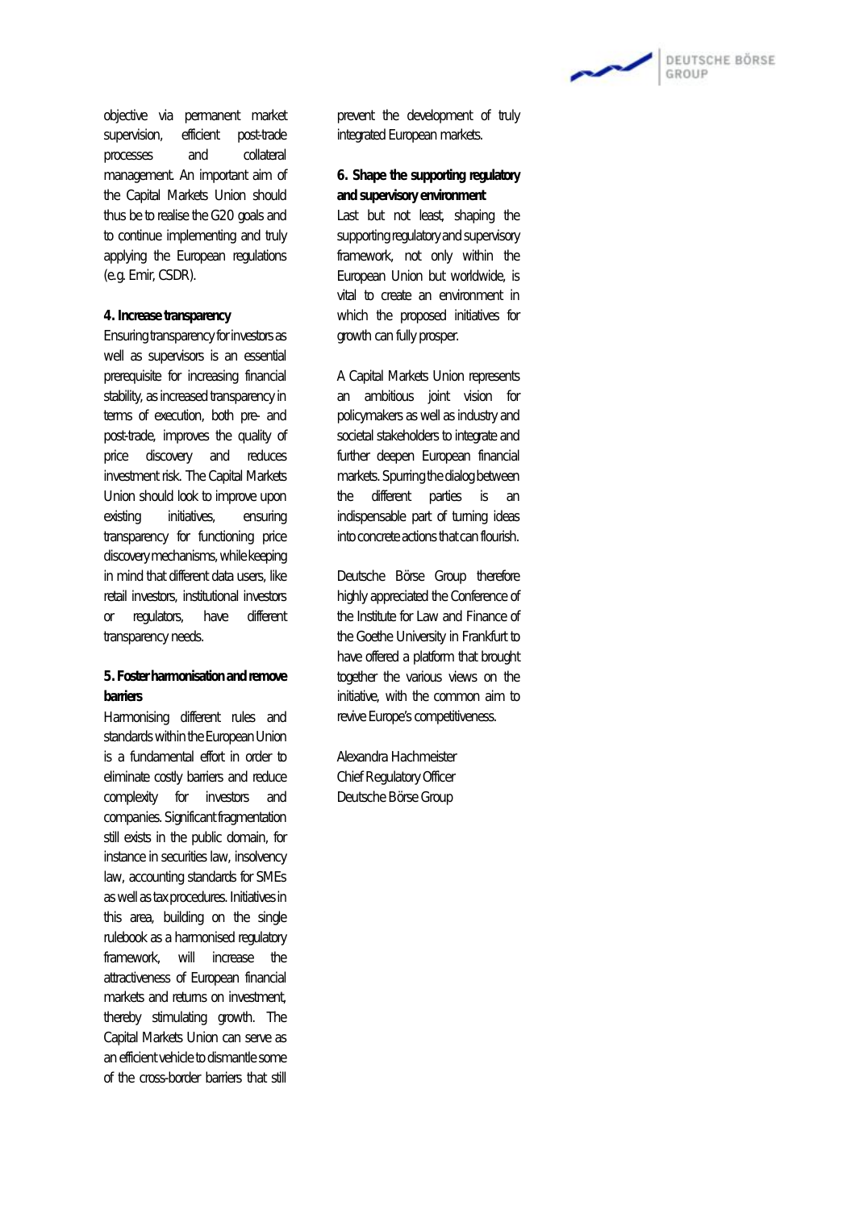objective via permanent market supervision, efficient post-trade processes and collateral management. An important aim of the Capital Markets Union should thus be to realise the G20 goals and to continue implementing and truly applying the European regulations (e.g. Emir, CSDR).

**4. Increase transparency**

Ensuring transparency for investors as well as supervisors is an essential prerequisite for increasing financial stability, as increased transparency in terms of execution, both pre- and post-trade, improves the quality of price discovery and reduces investment risk. The Capital Markets Union should look to improve upon existing initiatives, ensuring transparency for functioning price discovery mechanisms, while keeping in mind that different data users, like retail investors, institutional investors or regulators, have different transparency needs.

**5. Foster harmonisation and remove barriers**

Harmonising different rules and standards within the European Union is a fundamental effort in order to eliminate costly barriers and reduce complexity for investors and companies. Significant fragmentation still exists in the public domain, for instance in securities law, insolvency law, accounting standards for SMEs as well as tax procedures. Initiatives in this area, building on the single rulebook as a harmonised regulatory framework, will increase the attractiveness of European financial markets and returns on investment, thereby stimulating growth. The Capital Markets Union can serve as an efficient vehicle to dismantle some of the cross-border barriers that still prevent the development of truly integrated European markets.

**6. Shape the supporting regulatory and supervisory environment**

Last but not least, shaping the supporting regulatory and supervisory framework, not only within the European Union but worldwide, is vital to create an environment in which the proposed initiatives for growth can fully prosper.

A Capital Markets Union represents an ambitious joint vision for policymakers as well as industry and societal stakeholders to integrate and further deepen European financial markets. Spurring the dialog between the different parties is an indispensable part of turning ideas into concrete actions that can flourish.

Deutsche Börse Group therefore highly appreciated the Conference of the Institute for Law and Finance of the Goethe University in Frankfurt to have offered a platform that brought together the various views on the initiative, with the common aim to revive Europe's competitiveness.

Alexandra Hachmeister
Chief Regulatory Officer
Deutsche Börse Group